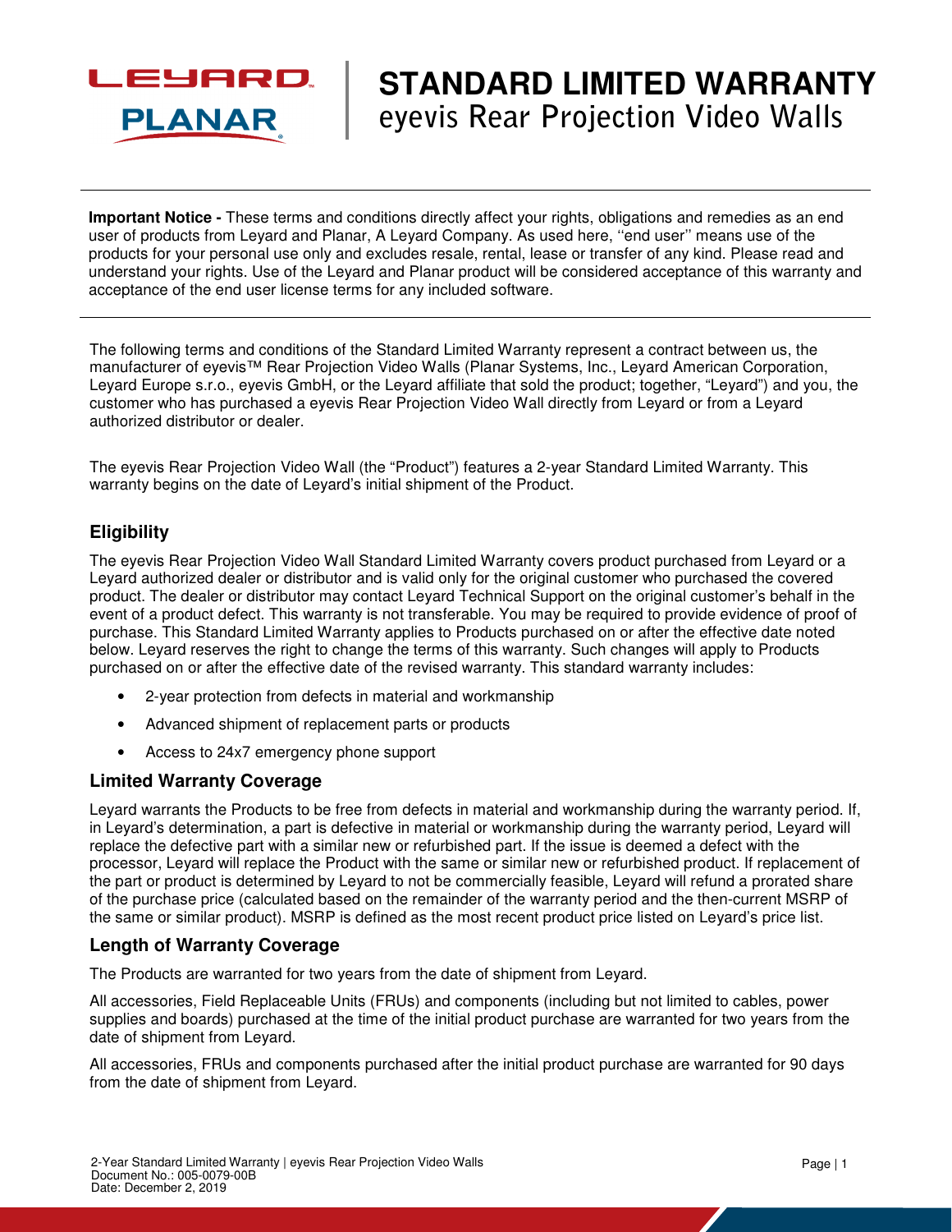# STANDARD LIMITED WARRANTY

## eyevis Rear Projection Video Walls

**Important Notice -** These terms and conditions directly affect your rights, obligations and remedies as an end user of products from Leyard and Planar, A Leyard Company. As used here, "end user" means use of the products for your personal use only and excludes resale, rental, lease or transfer of any kind. Please read and understand your rights. Use of the Leyard and Planar product will be considered acceptance of this warranty and acceptance of the end user license terms for any included software.

The following terms and conditions of the Standard Limited Warranty represent a contract between us, the manufacturer of eyevis™ Rear Projection Video Walls (Planar Systems, Inc., Leyard American Corporation, Leyard Europe s.r.o., eyevis GmbH, or the Leyard affiliate that sold the product; together, "Leyard") and you, the customer who has purchased a eyevis Rear Projection Video Wall directly from Leyard or from a Leyard authorized distributor or dealer.

The eyevis Rear Projection Video Wall (the "Product") features a 2-year Standard Limited Warranty. This warranty begins on the date of Leyard's initial shipment of the Product.

### Eligibility

The eyevis Rear Projection Video Wall Standard Limited Warranty covers product purchased from Leyard or a Leyard authorized dealer or distributor and is valid only for the original customer who purchased the covered product. The dealer or distributor may contact Leyard Technical Support on the original customer's behalf in the event of a product defect. This warranty is not transferable. You may be required to provide evidence of proof of purchase. This Standard Limited Warranty applies to Products purchased on or after the effective date noted below. Leyard reserves the right to change the terms of this warranty. Such changes will apply to Products purchased on or after the effective date of the revised warranty. This standard warranty includes:

- 2-year protection from defects in material and workmanship
- Advanced shipment of replacement parts or products
- Access to 24x7 emergency phone support

### Limited Warranty Coverage

Leyard warrants the Products to be free from defects in material and workmanship during the warranty period. If, in Leyard's determination, a part is defective in material or workmanship during the warranty period, Leyard will replace the defective part with a similar new or refurbished part. If the issue is deemed a defect with the processor, Leyard will replace the Product with the same or similar new or refurbished product. If replacement of the part or product is determined by Leyard to not be commercially feasible, Leyard will refund a prorated share of the purchase price (calculated based on the remainder of the warranty period and the then-current MSRP of the same or similar product). MSRP is defined as the most recent product price listed on Leyard's price list.

### Length of Warranty Coverage

The Products are warranted for two years from the date of shipment from Leyard.

All accessories, Field Replaceable Units (FRUs) and components (including but not limited to cables, power supplies and boards) purchased at the time of the initial product purchase are warranted for two years from the date of shipment from Leyard.

All accessories, FRUs and components purchased after the initial product purchase are warranted for 90 days from the date of shipment from Leyard.

2-Year Standard Limited Warranty | eyevis Rear Projection Video Walls
Document No.: 005-0079-00B
Date: December 2, 2019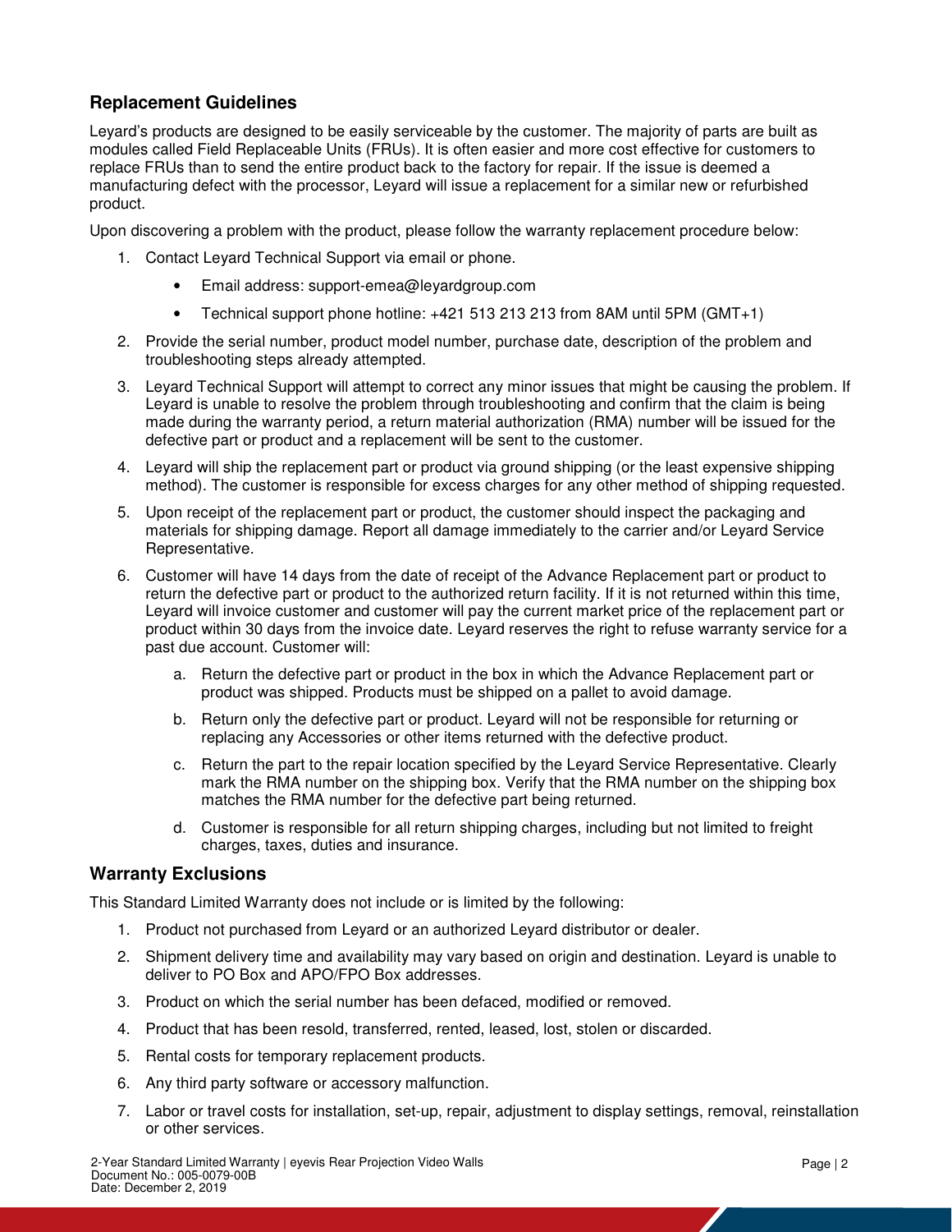## Replacement Guidelines

Leyard's products are designed to be easily serviceable by the customer. The majority of parts are built as modules called Field Replaceable Units (FRUs). It is often easier and more cost effective for customers to replace FRUs than to send the entire product back to the factory for repair. If the issue is deemed a manufacturing defect with the processor, Leyard will issue a replacement for a similar new or refurbished product.

Upon discovering a problem with the product, please follow the warranty replacement procedure below:

1. Contact Leyard Technical Support via email or phone.
   - Email address: support-emea@leyardgroup.com
   - Technical support phone hotline: +421 513 213 213 from 8AM until 5PM (GMT+1)
2. Provide the serial number, product model number, purchase date, description of the problem and troubleshooting steps already attempted.
3. Leyard Technical Support will attempt to correct any minor issues that might be causing the problem. If Leyard is unable to resolve the problem through troubleshooting and confirm that the claim is being made during the warranty period, a return material authorization (RMA) number will be issued for the defective part or product and a replacement will be sent to the customer.
4. Leyard will ship the replacement part or product via ground shipping (or the least expensive shipping method). The customer is responsible for excess charges for any other method of shipping requested.
5. Upon receipt of the replacement part or product, the customer should inspect the packaging and materials for shipping damage. Report all damage immediately to the carrier and/or Leyard Service Representative.
6. Customer will have 14 days from the date of receipt of the Advance Replacement part or product to return the defective part or product to the authorized return facility. If it is not returned within this time, Leyard will invoice customer and customer will pay the current market price of the replacement part or product within 30 days from the invoice date. Leyard reserves the right to refuse warranty service for a past due account. Customer will:
   a. Return the defective part or product in the box in which the Advance Replacement part or product was shipped. Products must be shipped on a pallet to avoid damage.
   b. Return only the defective part or product. Leyard will not be responsible for returning or replacing any Accessories or other items returned with the defective product.
   c. Return the part to the repair location specified by the Leyard Service Representative. Clearly mark the RMA number on the shipping box. Verify that the RMA number on the shipping box matches the RMA number for the defective part being returned.
   d. Customer is responsible for all return shipping charges, including but not limited to freight charges, taxes, duties and insurance.

## Warranty Exclusions

This Standard Limited Warranty does not include or is limited by the following:

1. Product not purchased from Leyard or an authorized Leyard distributor or dealer.
2. Shipment delivery time and availability may vary based on origin and destination. Leyard is unable to deliver to PO Box and APO/FPO Box addresses.
3. Product on which the serial number has been defaced, modified or removed.
4. Product that has been resold, transferred, rented, leased, lost, stolen or discarded.
5. Rental costs for temporary replacement products.
6. Any third party software or accessory malfunction.
7. Labor or travel costs for installation, set-up, repair, adjustment to display settings, removal, reinstallation or other services.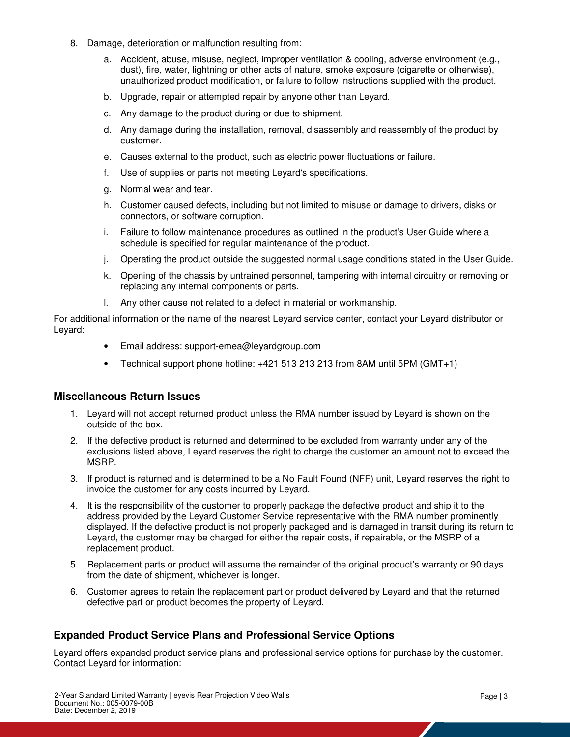8. Damage, deterioration or malfunction resulting from:

    a. Accident, abuse, misuse, neglect, improper ventilation & cooling, adverse environment (e.g., dust), fire, water, lightning or other acts of nature, smoke exposure (cigarette or otherwise), unauthorized product modification, or failure to follow instructions supplied with the product.

    b. Upgrade, repair or attempted repair by anyone other than Leyard.

    c. Any damage to the product during or due to shipment.

    d. Any damage during the installation, removal, disassembly and reassembly of the product by customer.

    e. Causes external to the product, such as electric power fluctuations or failure.

    f. Use of supplies or parts not meeting Leyard's specifications.

    g. Normal wear and tear.

    h. Customer caused defects, including but not limited to misuse or damage to drivers, disks or connectors, or software corruption.

    i. Failure to follow maintenance procedures as outlined in the product's User Guide where a schedule is specified for regular maintenance of the product.

    j. Operating the product outside the suggested normal usage conditions stated in the User Guide.

    k. Opening of the chassis by untrained personnel, tampering with internal circuitry or removing or replacing any internal components or parts.

    l. Any other cause not related to a defect in material or workmanship.

For additional information or the name of the nearest Leyard service center, contact your Leyard distributor or Leyard:

- Email address: support-emea@leyardgroup.com
- Technical support phone hotline: +421 513 213 213 from 8AM until 5PM (GMT+1)

### Miscellaneous Return Issues

1. Leyard will not accept returned product unless the RMA number issued by Leyard is shown on the outside of the box.
2. If the defective product is returned and determined to be excluded from warranty under any of the exclusions listed above, Leyard reserves the right to charge the customer an amount not to exceed the MSRP.
3. If product is returned and is determined to be a No Fault Found (NFF) unit, Leyard reserves the right to invoice the customer for any costs incurred by Leyard.
4. It is the responsibility of the customer to properly package the defective product and ship it to the address provided by the Leyard Customer Service representative with the RMA number prominently displayed. If the defective product is not properly packaged and is damaged in transit during its return to Leyard, the customer may be charged for either the repair costs, if repairable, or the MSRP of a replacement product.
5. Replacement parts or product will assume the remainder of the original product's warranty or 90 days from the date of shipment, whichever is longer.
6. Customer agrees to retain the replacement part or product delivered by Leyard and that the returned defective part or product becomes the property of Leyard.

### Expanded Product Service Plans and Professional Service Options

Leyard offers expanded product service plans and professional service options for purchase by the customer. Contact Leyard for information: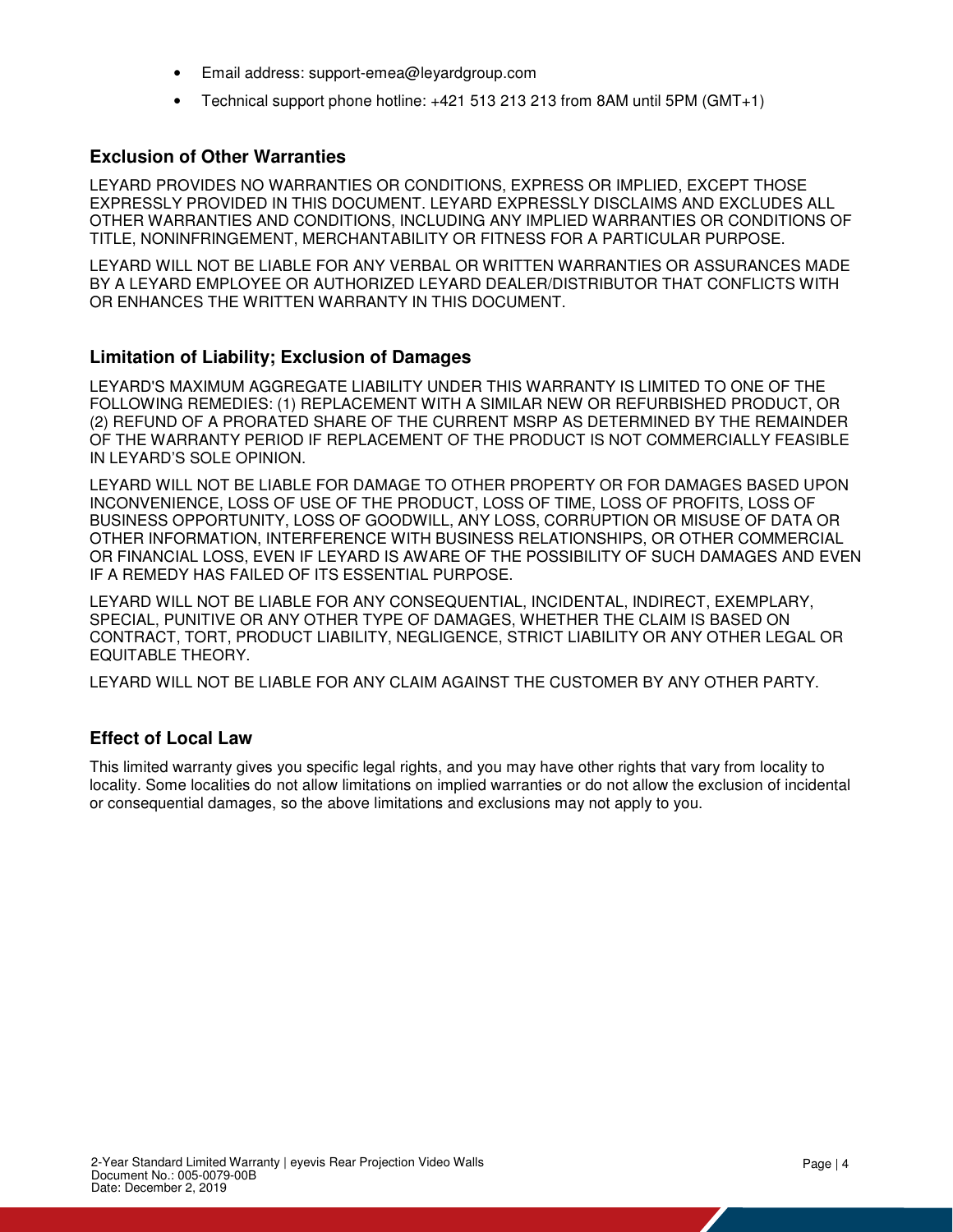- Email address: support-emea@leyardgroup.com
- Technical support phone hotline: +421 513 213 213 from 8AM until 5PM (GMT+1)

### Exclusion of Other Warranties

LEYARD PROVIDES NO WARRANTIES OR CONDITIONS, EXPRESS OR IMPLIED, EXCEPT THOSE EXPRESSLY PROVIDED IN THIS DOCUMENT. LEYARD EXPRESSLY DISCLAIMS AND EXCLUDES ALL OTHER WARRANTIES AND CONDITIONS, INCLUDING ANY IMPLIED WARRANTIES OR CONDITIONS OF TITLE, NONINFRINGEMENT, MERCHANTABILITY OR FITNESS FOR A PARTICULAR PURPOSE.

LEYARD WILL NOT BE LIABLE FOR ANY VERBAL OR WRITTEN WARRANTIES OR ASSURANCES MADE BY A LEYARD EMPLOYEE OR AUTHORIZED LEYARD DEALER/DISTRIBUTOR THAT CONFLICTS WITH OR ENHANCES THE WRITTEN WARRANTY IN THIS DOCUMENT.

### Limitation of Liability; Exclusion of Damages

LEYARD'S MAXIMUM AGGREGATE LIABILITY UNDER THIS WARRANTY IS LIMITED TO ONE OF THE FOLLOWING REMEDIES: (1) REPLACEMENT WITH A SIMILAR NEW OR REFURBISHED PRODUCT, OR (2) REFUND OF A PRORATED SHARE OF THE CURRENT MSRP AS DETERMINED BY THE REMAINDER OF THE WARRANTY PERIOD IF REPLACEMENT OF THE PRODUCT IS NOT COMMERCIALLY FEASIBLE IN LEYARD'S SOLE OPINION.

LEYARD WILL NOT BE LIABLE FOR DAMAGE TO OTHER PROPERTY OR FOR DAMAGES BASED UPON INCONVENIENCE, LOSS OF USE OF THE PRODUCT, LOSS OF TIME, LOSS OF PROFITS, LOSS OF BUSINESS OPPORTUNITY, LOSS OF GOODWILL, ANY LOSS, CORRUPTION OR MISUSE OF DATA OR OTHER INFORMATION, INTERFERENCE WITH BUSINESS RELATIONSHIPS, OR OTHER COMMERCIAL OR FINANCIAL LOSS, EVEN IF LEYARD IS AWARE OF THE POSSIBILITY OF SUCH DAMAGES AND EVEN IF A REMEDY HAS FAILED OF ITS ESSENTIAL PURPOSE.

LEYARD WILL NOT BE LIABLE FOR ANY CONSEQUENTIAL, INCIDENTAL, INDIRECT, EXEMPLARY, SPECIAL, PUNITIVE OR ANY OTHER TYPE OF DAMAGES, WHETHER THE CLAIM IS BASED ON CONTRACT, TORT, PRODUCT LIABILITY, NEGLIGENCE, STRICT LIABILITY OR ANY OTHER LEGAL OR EQUITABLE THEORY.

LEYARD WILL NOT BE LIABLE FOR ANY CLAIM AGAINST THE CUSTOMER BY ANY OTHER PARTY.

### Effect of Local Law

This limited warranty gives you specific legal rights, and you may have other rights that vary from locality to locality. Some localities do not allow limitations on implied warranties or do not allow the exclusion of incidental or consequential damages, so the above limitations and exclusions may not apply to you.